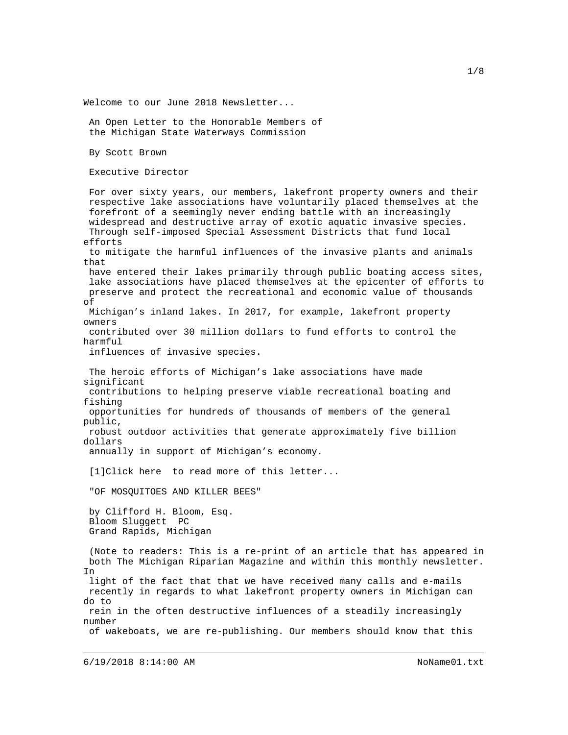Welcome to our June 2018 Newsletter...

## An Open Letter to the Honorable Members of the Michigan State Waterways Commission

By Scott Brown

Executive Director

For over sixty years, our members, lakefront property owners and their respective lake associations have voluntarily placed themselves at the forefront of a seemingly never ending battle with an increasingly widespread and destructive array of exotic aquatic invasive species. Through self-imposed Special Assessment Districts that fund local efforts to mitigate the harmful influences of the invasive plants and animals that have entered their lakes primarily through public boating access sites, lake associations have placed themselves at the epicenter of efforts to preserve and protect the recreational and economic value of thousands of Michigan's inland lakes. In 2017, for example, lakefront property owners contributed over 30 million dollars to fund efforts to control the harmful influences of invasive species.

The heroic efforts of Michigan's lake associations have made significant contributions to helping preserve viable recreational boating and fishing opportunities for hundreds of thousands of members of the general public, robust outdoor activities that generate approximately five billion dollars annually in support of Michigan's economy.

[1]Click here to read more of this letter...

## "OF MOSQUITOES AND KILLER BEES"

by Clifford H. Bloom, Esq.
Bloom Sluggett PC
Grand Rapids, Michigan

(Note to readers: This is a re-print of an article that has appeared in both The Michigan Riparian Magazine and within this monthly newsletter. In light of the fact that that we have received many calls and e-mails recently in regards to what lakefront property owners in Michigan can do to rein in the often destructive influences of a steadily increasingly number of wakeboats, we are re-publishing. Our members should know that this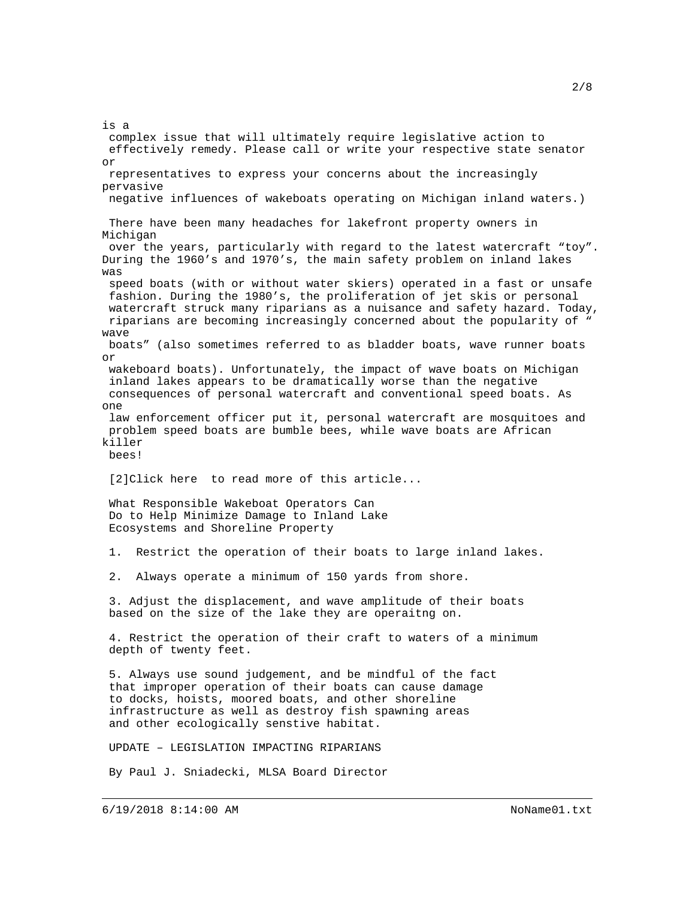is a complex issue that will ultimately require legislative action to effectively remedy. Please call or write your respective state senator or representatives to express your concerns about the increasingly pervasive negative influences of wakeboats operating on Michigan inland waters.)

There have been many headaches for lakefront property owners in Michigan over the years, particularly with regard to the latest watercraft “toy”. During the 1960’s and 1970’s, the main safety problem on inland lakes was speed boats (with or without water skiers) operated in a fast or unsafe fashion. During the 1980’s, the proliferation of jet skis or personal watercraft struck many riparians as a nuisance and safety hazard. Today, riparians are becoming increasingly concerned about the popularity of “ wave boats” (also sometimes referred to as bladder boats, wave runner boats or wakeboard boats). Unfortunately, the impact of wave boats on Michigan inland lakes appears to be dramatically worse than the negative consequences of personal watercraft and conventional speed boats. As one law enforcement officer put it, personal watercraft are mosquitoes and problem speed boats are bumble bees, while wave boats are African killer bees!

[2]Click here to read more of this article...

What Responsible Wakeboat Operators Can Do to Help Minimize Damage to Inland Lake Ecosystems and Shoreline Property

1. Restrict the operation of their boats to large inland lakes.

2. Always operate a minimum of 150 yards from shore.

3. Adjust the displacement, and wave amplitude of their boats based on the size of the lake they are operaitng on.

4. Restrict the operation of their craft to waters of a minimum depth of twenty feet.

5. Always use sound judgement, and be mindful of the fact that improper operation of their boats can cause damage to docks, hoists, moored boats, and other shoreline infrastructure as well as destroy fish spawning areas and other ecologically senstive habitat.

UPDATE – LEGISLATION IMPACTING RIPARIANS

By Paul J. Sniadecki, MLSA Board Director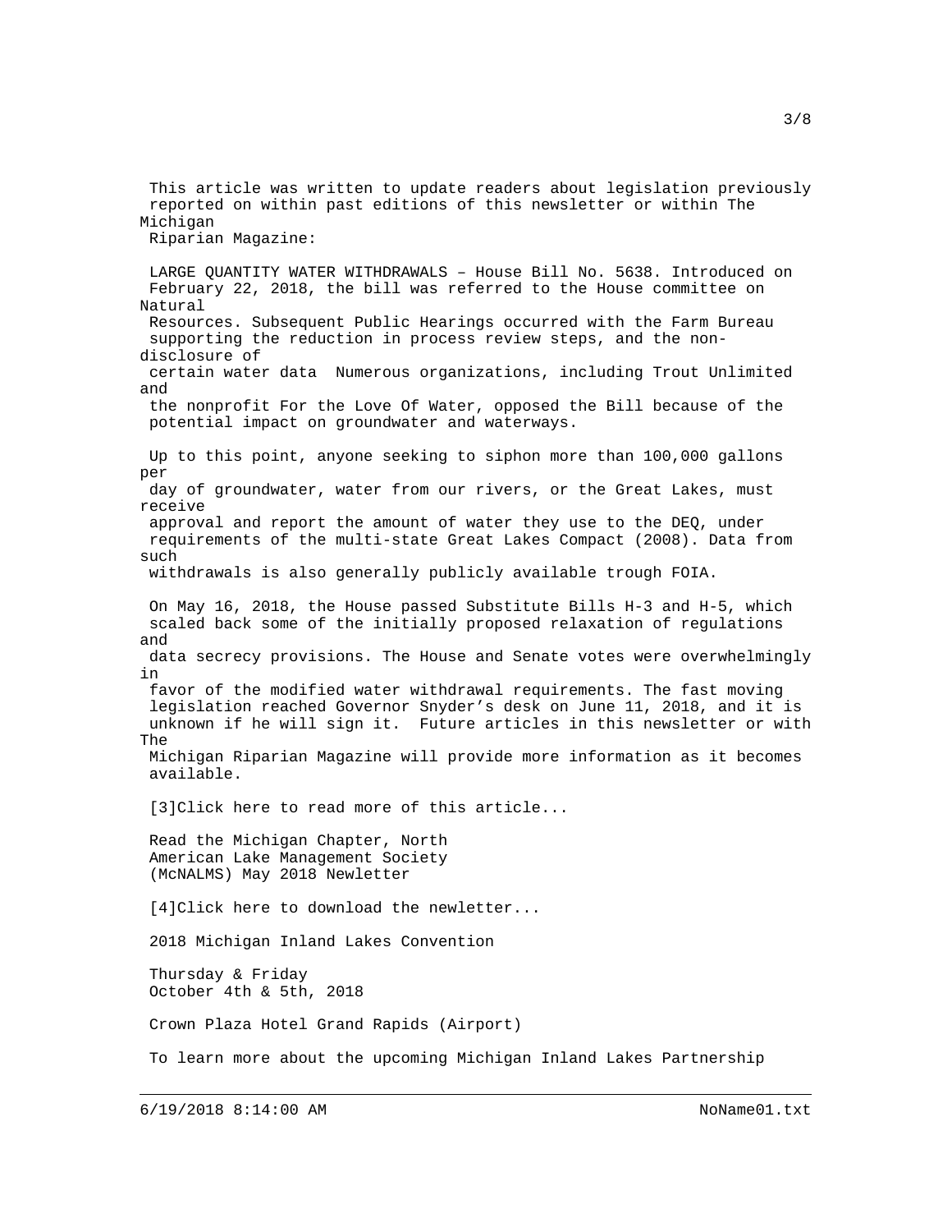This article was written to update readers about legislation previously reported on within past editions of this newsletter or within The Michigan Riparian Magazine:

LARGE QUANTITY WATER WITHDRAWALS – House Bill No. 5638. Introduced on February 22, 2018, the bill was referred to the House committee on Natural Resources. Subsequent Public Hearings occurred with the Farm Bureau supporting the reduction in process review steps, and the non-disclosure of certain water data  Numerous organizations, including Trout Unlimited and the nonprofit For the Love Of Water, opposed the Bill because of the potential impact on groundwater and waterways.

Up to this point, anyone seeking to siphon more than 100,000 gallons per day of groundwater, water from our rivers, or the Great Lakes, must receive approval and report the amount of water they use to the DEQ, under requirements of the multi-state Great Lakes Compact (2008). Data from such withdrawals is also generally publicly available trough FOIA.

On May 16, 2018, the House passed Substitute Bills H-3 and H-5, which scaled back some of the initially proposed relaxation of regulations and data secrecy provisions. The House and Senate votes were overwhelmingly in favor of the modified water withdrawal requirements. The fast moving legislation reached Governor Snyder's desk on June 11, 2018, and it is unknown if he will sign it.  Future articles in this newsletter or with The Michigan Riparian Magazine will provide more information as it becomes available.

[3]Click here to read more of this article...

Read the Michigan Chapter, North American Lake Management Society (McNALMS) May 2018 Newletter

[4]Click here to download the newletter...

2018 Michigan Inland Lakes Convention

Thursday & Friday
October 4th & 5th, 2018

Crown Plaza Hotel Grand Rapids (Airport)

To learn more about the upcoming Michigan Inland Lakes Partnership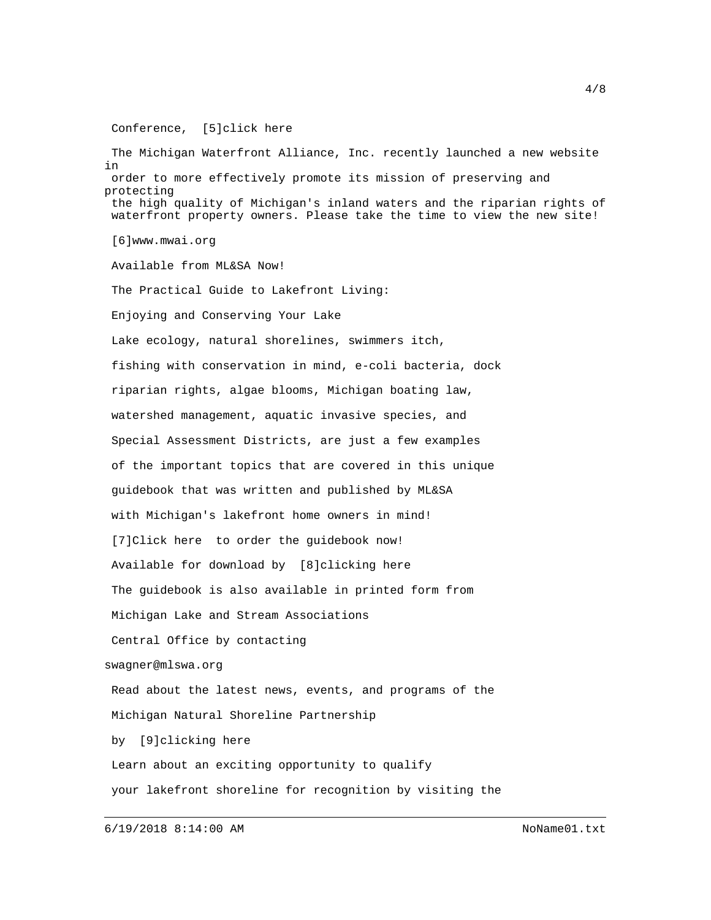Conference, [5]click here

The Michigan Waterfront Alliance, Inc. recently launched a new website in order to more effectively promote its mission of preserving and protecting the high quality of Michigan's inland waters and the riparian rights of waterfront property owners. Please take the time to view the new site!

[6]www.mwai.org

Available from ML&SA Now!

The Practical Guide to Lakefront Living:

Enjoying and Conserving Your Lake

Lake ecology, natural shorelines, swimmers itch,

fishing with conservation in mind, e-coli bacteria, dock

riparian rights, algae blooms, Michigan boating law,

watershed management, aquatic invasive species, and

Special Assessment Districts, are just a few examples

of the important topics that are covered in this unique

guidebook that was written and published by ML&SA

with Michigan's lakefront home owners in mind!

[7]Click here to order the guidebook now!

Available for download by [8]clicking here

The guidebook is also available in printed form from

Michigan Lake and Stream Associations

Central Office by contacting

swagner@mlswa.org

Read about the latest news, events, and programs of the

Michigan Natural Shoreline Partnership

by [9]clicking here

Learn about an exciting opportunity to qualify

your lakefront shoreline for recognition by visiting the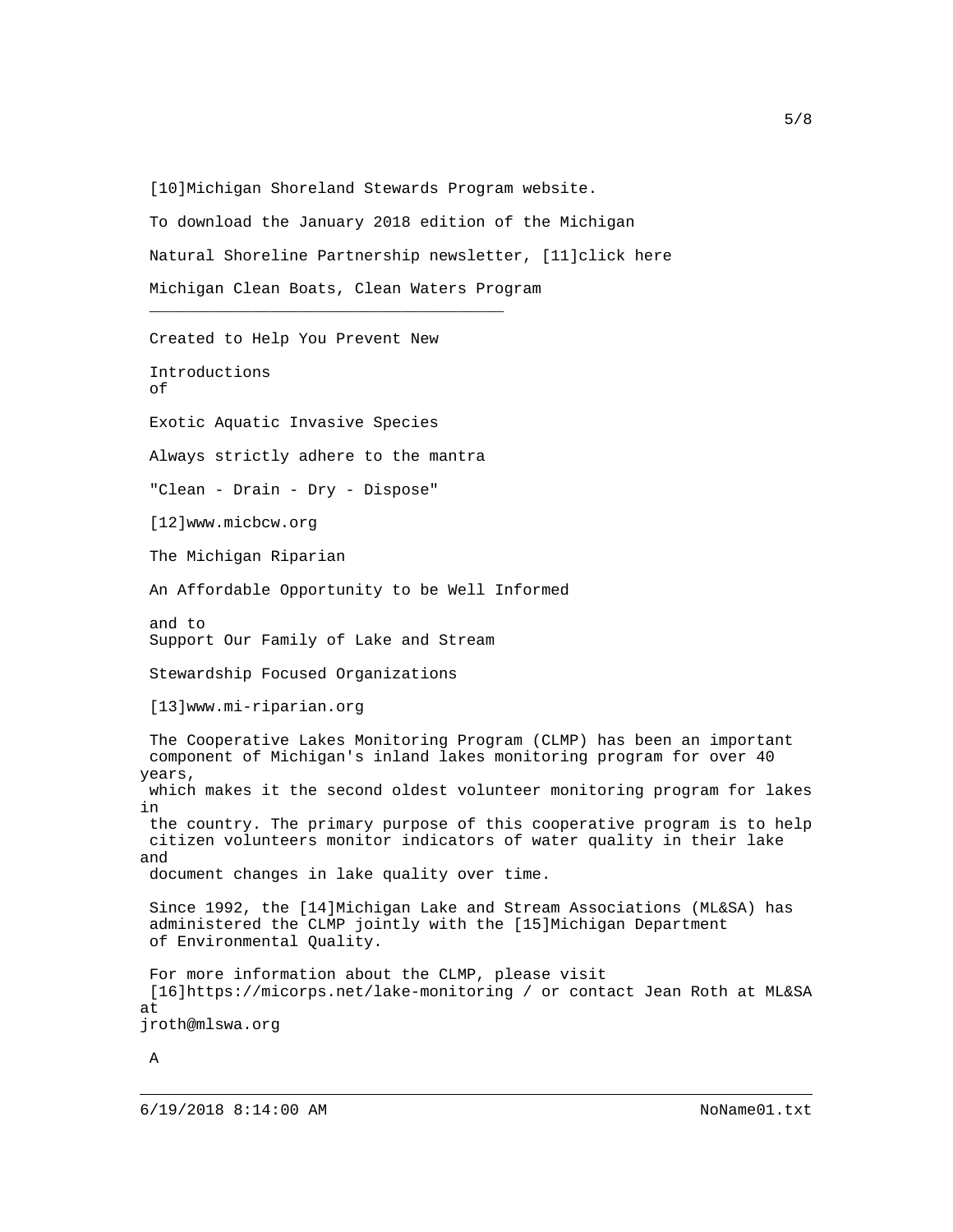[10]Michigan Shoreland Stewards Program website.

To download the January 2018 edition of the Michigan Natural Shoreline Partnership newsletter, [11]click here

Michigan Clean Boats, Clean Waters Program

---

Created to Help You Prevent New Introductions of Exotic Aquatic Invasive Species

Always strictly adhere to the mantra

"Clean - Drain - Dry - Dispose"

[12]www.micbcw.org

The Michigan Riparian

An Affordable Opportunity to be Well Informed and to Support Our Family of Lake and Stream Stewardship Focused Organizations

[13]www.mi-riparian.org

The Cooperative Lakes Monitoring Program (CLMP) has been an important component of Michigan's inland lakes monitoring program for over 40 years, which makes it the second oldest volunteer monitoring program for lakes in the country. The primary purpose of this cooperative program is to help citizen volunteers monitor indicators of water quality in their lake and document changes in lake quality over time.

Since 1992, the [14]Michigan Lake and Stream Associations (ML&SA) has administered the CLMP jointly with the [15]Michigan Department of Environmental Quality.

For more information about the CLMP, please visit [16]https://micorps.net/lake-monitoring / or contact Jean Roth at ML&SA at jroth@mlswa.org

A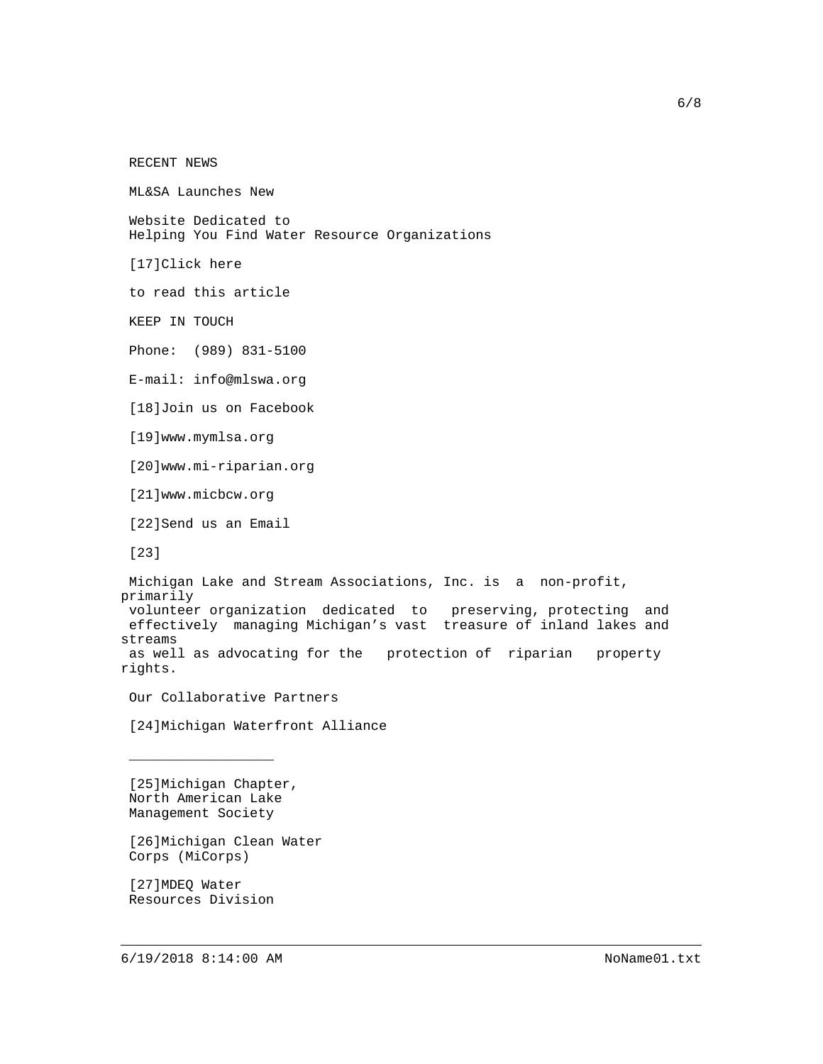RECENT NEWS

ML&SA Launches New

Website Dedicated to
Helping You Find Water Resource Organizations

[17]Click here

to read this article

KEEP IN TOUCH

Phone: (989) 831-5100

E-mail: info@mlswa.org

[18]Join us on Facebook

[19]www.mymlsa.org

[20]www.mi-riparian.org

[21]www.micbcw.org

[22]Send us an Email

[23]

Michigan Lake and Stream Associations, Inc. is a non-profit, primarily volunteer organization dedicated to preserving, protecting and effectively managing Michigan's vast treasure of inland lakes and streams as well as advocating for the protection of riparian property rights.

Our Collaborative Partners

[24]Michigan Waterfront Alliance

__________________

[25]Michigan Chapter,
North American Lake
Management Society

[26]Michigan Clean Water
Corps (MiCorps)

[27]MDEQ Water
Resources Division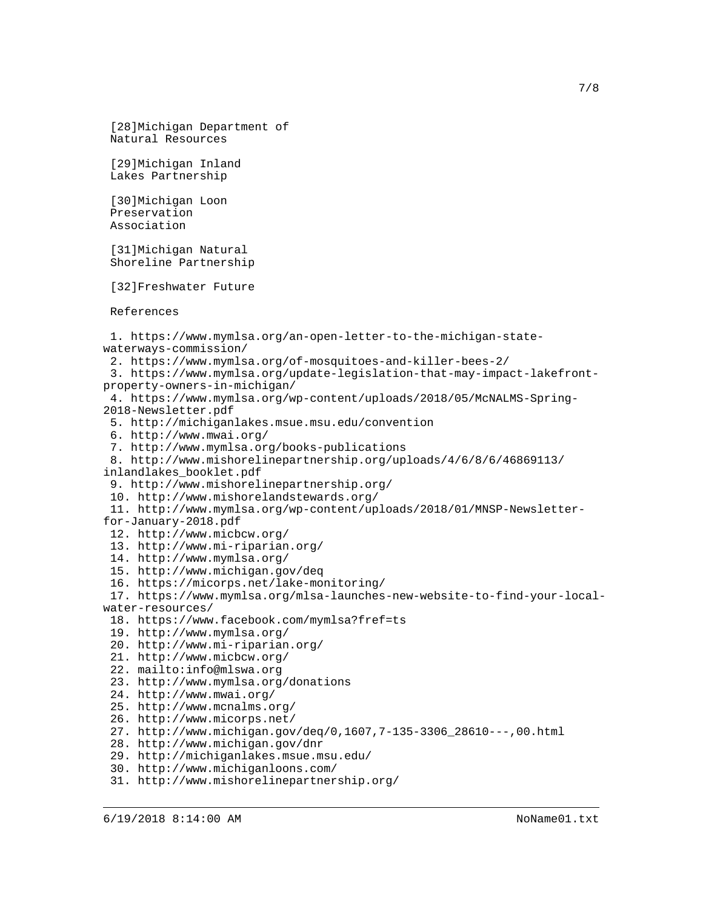[28]Michigan Department of Natural Resources

[29]Michigan Inland Lakes Partnership

[30]Michigan Loon Preservation Association

[31]Michigan Natural Shoreline Partnership

[32]Freshwater Future

References

1. https://www.mymlsa.org/an-open-letter-to-the-michigan-state-waterways-commission/
2. https://www.mymlsa.org/of-mosquitoes-and-killer-bees-2/
3. https://www.mymlsa.org/update-legislation-that-may-impact-lakefront-property-owners-in-michigan/
4. https://www.mymlsa.org/wp-content/uploads/2018/05/McNALMS-Spring-2018-Newsletter.pdf
5. http://michiganlakes.msue.msu.edu/convention
6. http://www.mwai.org/
7. http://www.mymlsa.org/books-publications
8. http://www.mishorelinepartnership.org/uploads/4/6/8/6/46869113/inlandlakes_booklet.pdf
9. http://www.mishorelinepartnership.org/
10. http://www.mishorelandstewards.org/
11. http://www.mymlsa.org/wp-content/uploads/2018/01/MNSP-Newsletter-for-January-2018.pdf
12. http://www.micbcw.org/
13. http://www.mi-riparian.org/
14. http://www.mymlsa.org/
15. http://www.michigan.gov/deq
16. https://micorps.net/lake-monitoring/
17. https://www.mymlsa.org/mlsa-launches-new-website-to-find-your-local-water-resources/
18. https://www.facebook.com/mymlsa?fref=ts
19. http://www.mymlsa.org/
20. http://www.mi-riparian.org/
21. http://www.micbcw.org/
22. mailto:info@mlswa.org
23. http://www.mymlsa.org/donations
24. http://www.mwai.org/
25. http://www.mcnalms.org/
26. http://www.micorps.net/
27. http://www.michigan.gov/deq/0,1607,7-135-3306_28610---,00.html
28. http://www.michigan.gov/dnr
29. http://michiganlakes.msue.msu.edu/
30. http://www.michiganloons.com/
31. http://www.mishorelinepartnership.org/